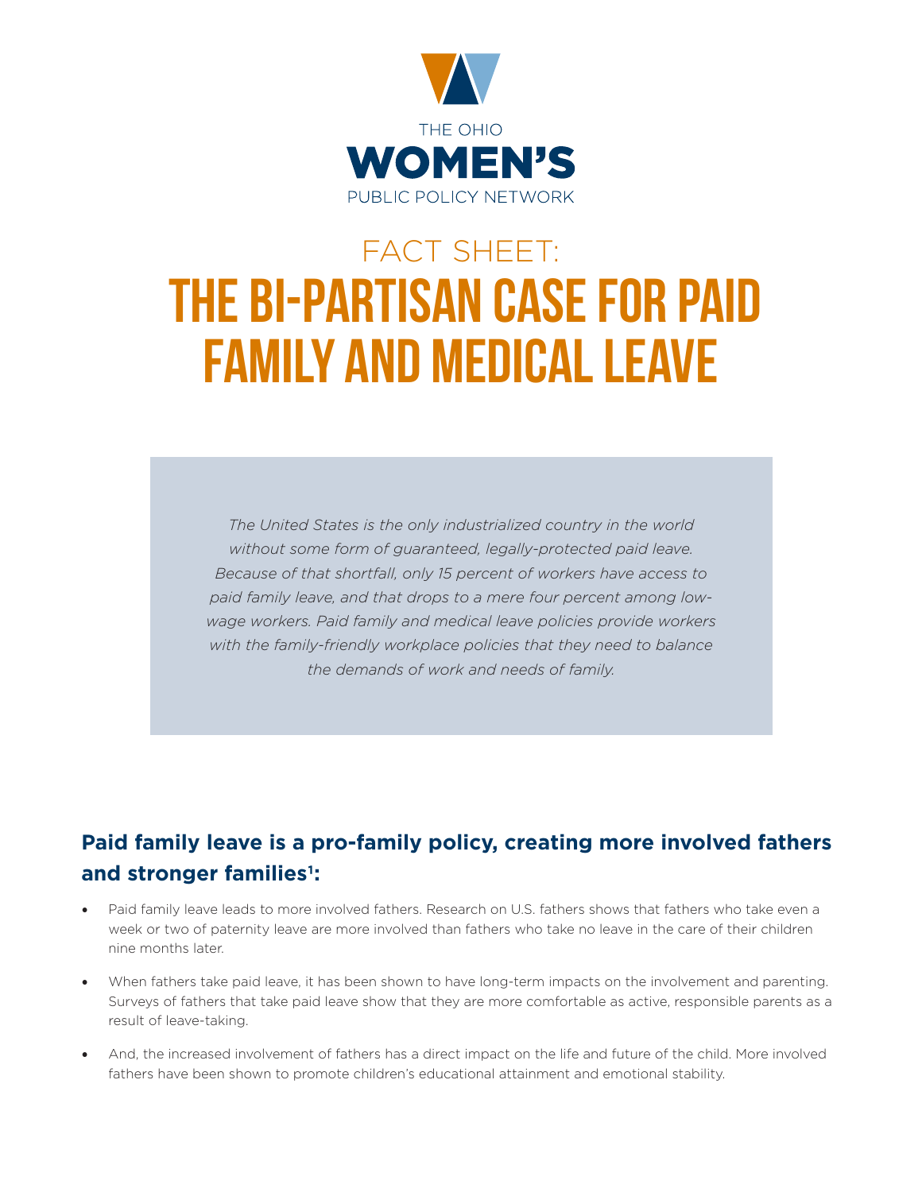THE OHIO
**WOMEN'S**
PUBLIC POLICY NETWORK

# FACT SHEET:
# THE BI-PARTISAN CASE FOR PAID FAMILY AND MEDICAL LEAVE

*The United States is the only industrialized country in the world without some form of guaranteed, legally-protected paid leave. Because of that shortfall, only 15 percent of workers have access to paid family leave, and that drops to a mere four percent among low-wage workers. Paid family and medical leave policies provide workers with the family-friendly workplace policies that they need to balance the demands of work and needs of family.*

## Paid family leave is a pro-family policy, creating more involved fathers and stronger families[1]:

- Paid family leave leads to more involved fathers. Research on U.S. fathers shows that fathers who take even a week or two of paternity leave are more involved than fathers who take no leave in the care of their children nine months later.
- When fathers take paid leave, it has been shown to have long-term impacts on the involvement and parenting. Surveys of fathers that take paid leave show that they are more comfortable as active, responsible parents as a result of leave-taking.
- And, the increased involvement of fathers has a direct impact on the life and future of the child. More involved fathers have been shown to promote children's educational attainment and emotional stability.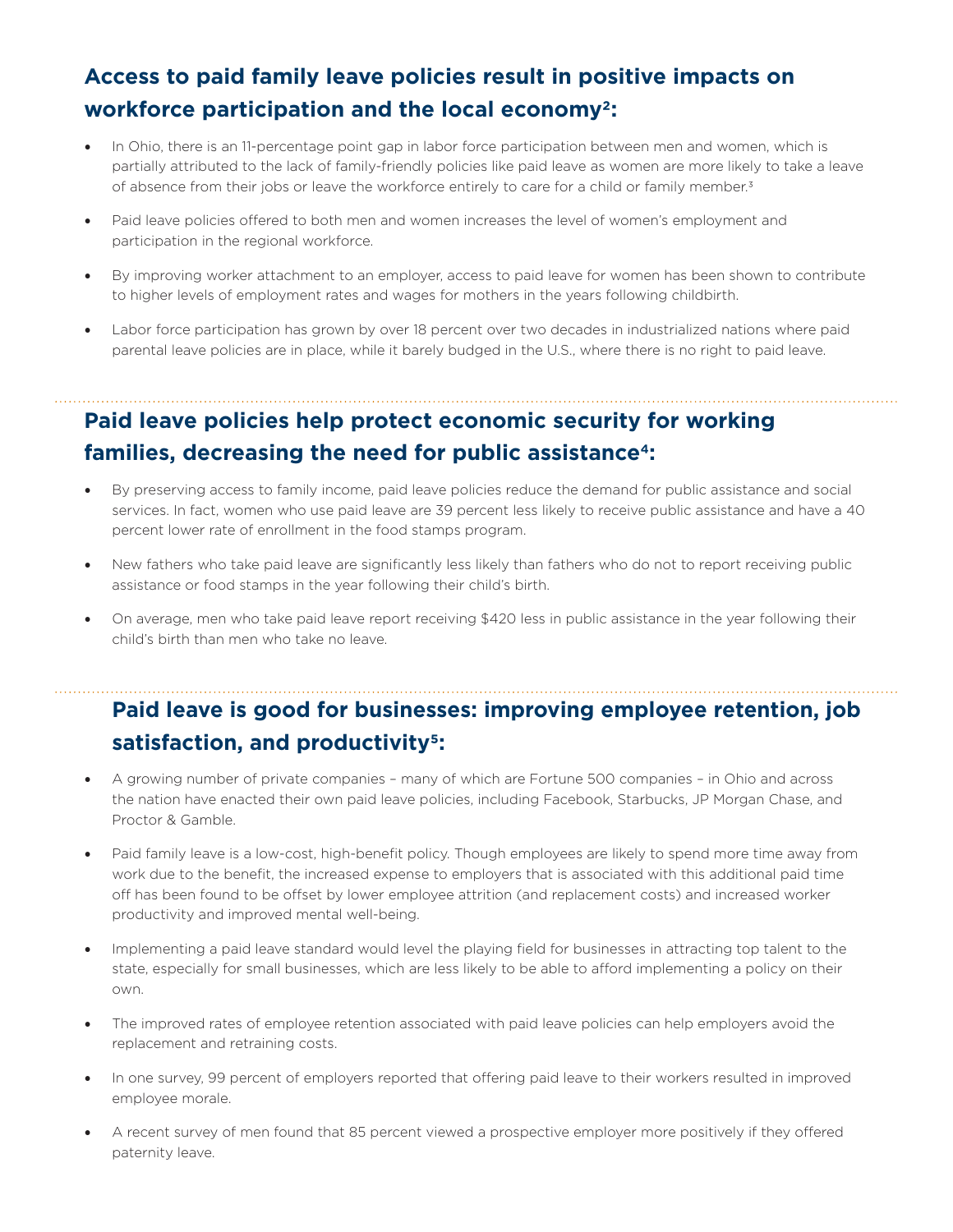## Access to paid family leave policies result in positive impacts on workforce participation and the local economy[2]:

- In Ohio, there is an 11-percentage point gap in labor force participation between men and women, which is partially attributed to the lack of family-friendly policies like paid leave as women are more likely to take a leave of absence from their jobs or leave the workforce entirely to care for a child or family member.[3]
- Paid leave policies offered to both men and women increases the level of women's employment and participation in the regional workforce.
- By improving worker attachment to an employer, access to paid leave for women has been shown to contribute to higher levels of employment rates and wages for mothers in the years following childbirth.
- Labor force participation has grown by over 18 percent over two decades in industrialized nations where paid parental leave policies are in place, while it barely budged in the U.S., where there is no right to paid leave.

## Paid leave policies help protect economic security for working families, decreasing the need for public assistance[4]:

- By preserving access to family income, paid leave policies reduce the demand for public assistance and social services. In fact, women who use paid leave are 39 percent less likely to receive public assistance and have a 40 percent lower rate of enrollment in the food stamps program.
- New fathers who take paid leave are significantly less likely than fathers who do not to report receiving public assistance or food stamps in the year following their child's birth.
- On average, men who take paid leave report receiving $420 less in public assistance in the year following their child's birth than men who take no leave.

## Paid leave is good for businesses: improving employee retention, job satisfaction, and productivity[5]:

- A growing number of private companies – many of which are Fortune 500 companies – in Ohio and across the nation have enacted their own paid leave policies, including Facebook, Starbucks, JP Morgan Chase, and Proctor & Gamble.
- Paid family leave is a low-cost, high-benefit policy. Though employees are likely to spend more time away from work due to the benefit, the increased expense to employers that is associated with this additional paid time off has been found to be offset by lower employee attrition (and replacement costs) and increased worker productivity and improved mental well-being.
- Implementing a paid leave standard would level the playing field for businesses in attracting top talent to the state, especially for small businesses, which are less likely to be able to afford implementing a policy on their own.
- The improved rates of employee retention associated with paid leave policies can help employers avoid the replacement and retraining costs.
- In one survey, 99 percent of employers reported that offering paid leave to their workers resulted in improved employee morale.
- A recent survey of men found that 85 percent viewed a prospective employer more positively if they offered paternity leave.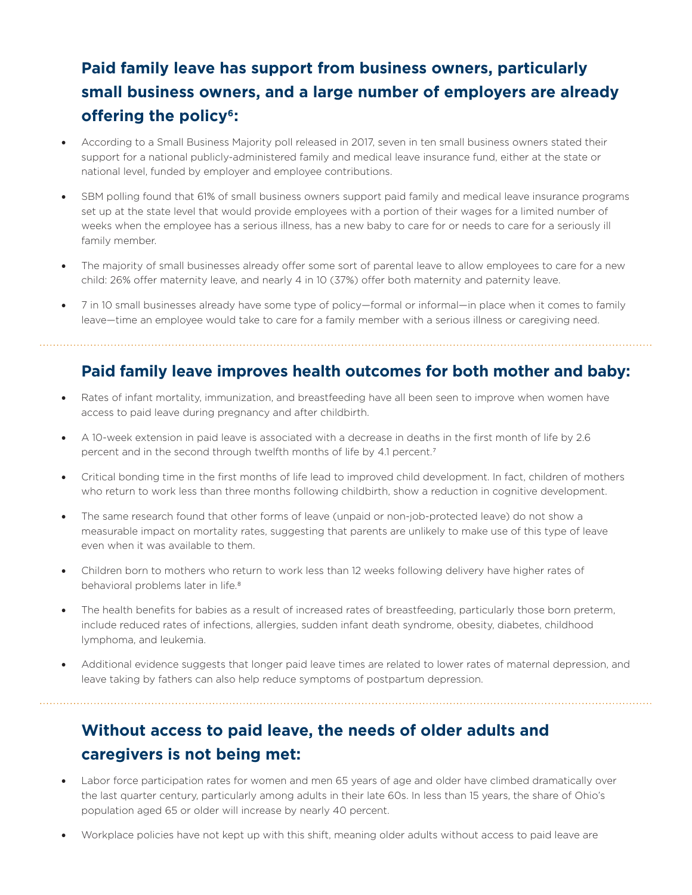## Paid family leave has support from business owners, particularly small business owners, and a large number of employers are already offering the policy[6]:

- According to a Small Business Majority poll released in 2017, seven in ten small business owners stated their support for a national publicly-administered family and medical leave insurance fund, either at the state or national level, funded by employer and employee contributions.
- SBM polling found that 61% of small business owners support paid family and medical leave insurance programs set up at the state level that would provide employees with a portion of their wages for a limited number of weeks when the employee has a serious illness, has a new baby to care for or needs to care for a seriously ill family member.
- The majority of small businesses already offer some sort of parental leave to allow employees to care for a new child: 26% offer maternity leave, and nearly 4 in 10 (37%) offer both maternity and paternity leave.
- 7 in 10 small businesses already have some type of policy—formal or informal—in place when it comes to family leave—time an employee would take to care for a family member with a serious illness or caregiving need.

## Paid family leave improves health outcomes for both mother and baby:

- Rates of infant mortality, immunization, and breastfeeding have all been seen to improve when women have access to paid leave during pregnancy and after childbirth.
- A 10-week extension in paid leave is associated with a decrease in deaths in the first month of life by 2.6 percent and in the second through twelfth months of life by 4.1 percent.[7]
- Critical bonding time in the first months of life lead to improved child development. In fact, children of mothers who return to work less than three months following childbirth, show a reduction in cognitive development.
- The same research found that other forms of leave (unpaid or non-job-protected leave) do not show a measurable impact on mortality rates, suggesting that parents are unlikely to make use of this type of leave even when it was available to them.
- Children born to mothers who return to work less than 12 weeks following delivery have higher rates of behavioral problems later in life.[8]
- The health benefits for babies as a result of increased rates of breastfeeding, particularly those born preterm, include reduced rates of infections, allergies, sudden infant death syndrome, obesity, diabetes, childhood lymphoma, and leukemia.
- Additional evidence suggests that longer paid leave times are related to lower rates of maternal depression, and leave taking by fathers can also help reduce symptoms of postpartum depression.

## Without access to paid leave, the needs of older adults and caregivers is not being met:

- Labor force participation rates for women and men 65 years of age and older have climbed dramatically over the last quarter century, particularly among adults in their late 60s. In less than 15 years, the share of Ohio's population aged 65 or older will increase by nearly 40 percent.
- Workplace policies have not kept up with this shift, meaning older adults without access to paid leave are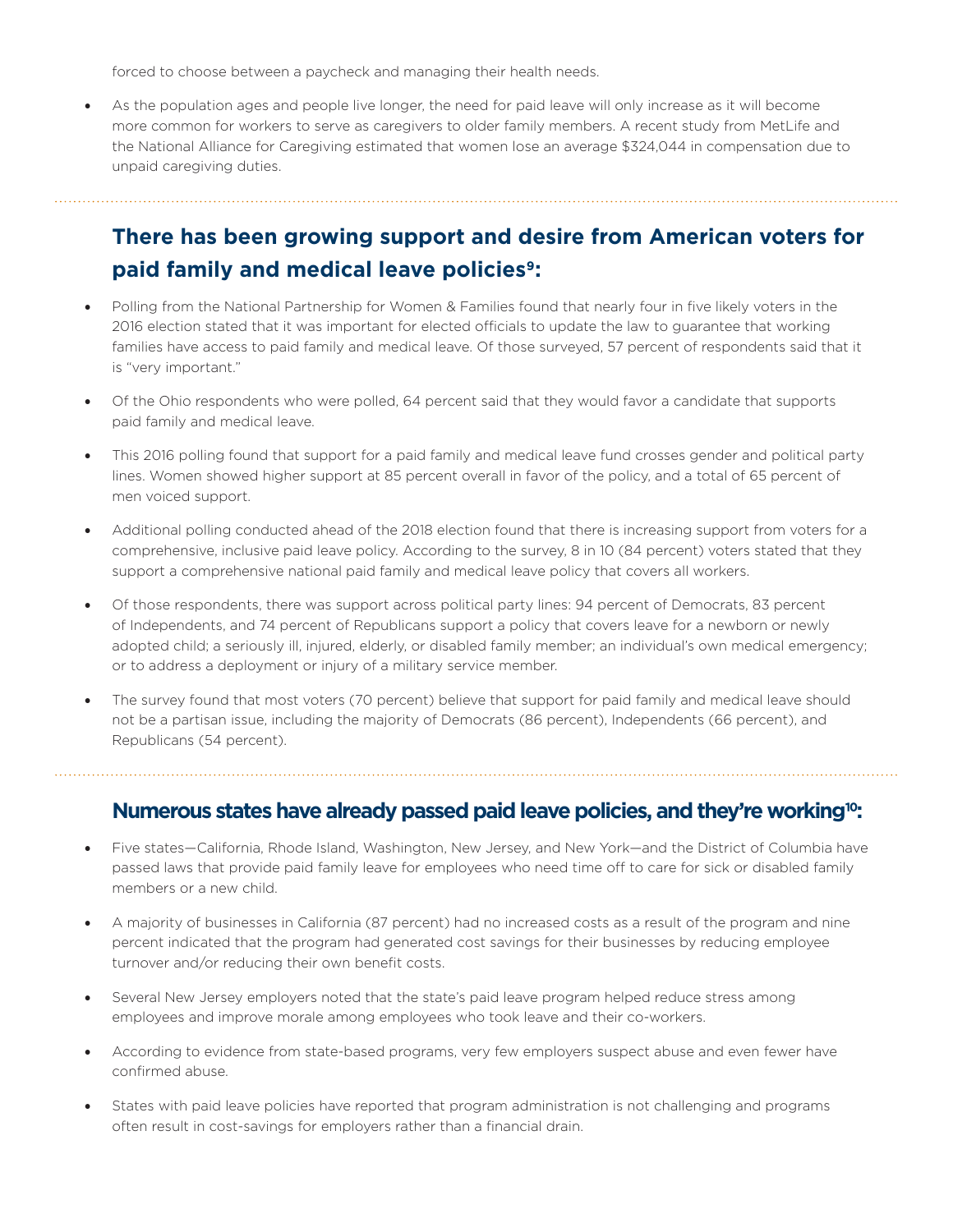forced to choose between a paycheck and managing their health needs.

- As the population ages and people live longer, the need for paid leave will only increase as it will become more common for workers to serve as caregivers to older family members. A recent study from MetLife and the National Alliance for Caregiving estimated that women lose an average $324,044 in compensation due to unpaid caregiving duties.

## There has been growing support and desire from American voters for paid family and medical leave policies[9]:

- Polling from the National Partnership for Women & Families found that nearly four in five likely voters in the 2016 election stated that it was important for elected officials to update the law to guarantee that working families have access to paid family and medical leave. Of those surveyed, 57 percent of respondents said that it is "very important."
- Of the Ohio respondents who were polled, 64 percent said that they would favor a candidate that supports paid family and medical leave.
- This 2016 polling found that support for a paid family and medical leave fund crosses gender and political party lines. Women showed higher support at 85 percent overall in favor of the policy, and a total of 65 percent of men voiced support.
- Additional polling conducted ahead of the 2018 election found that there is increasing support from voters for a comprehensive, inclusive paid leave policy. According to the survey, 8 in 10 (84 percent) voters stated that they support a comprehensive national paid family and medical leave policy that covers all workers.
- Of those respondents, there was support across political party lines: 94 percent of Democrats, 83 percent of Independents, and 74 percent of Republicans support a policy that covers leave for a newborn or newly adopted child; a seriously ill, injured, elderly, or disabled family member; an individual's own medical emergency; or to address a deployment or injury of a military service member.
- The survey found that most voters (70 percent) believe that support for paid family and medical leave should not be a partisan issue, including the majority of Democrats (86 percent), Independents (66 percent), and Republicans (54 percent).

## Numerous states have already passed paid leave policies, and they're working[10]:

- Five states—California, Rhode Island, Washington, New Jersey, and New York—and the District of Columbia have passed laws that provide paid family leave for employees who need time off to care for sick or disabled family members or a new child.
- A majority of businesses in California (87 percent) had no increased costs as a result of the program and nine percent indicated that the program had generated cost savings for their businesses by reducing employee turnover and/or reducing their own benefit costs.
- Several New Jersey employers noted that the state's paid leave program helped reduce stress among employees and improve morale among employees who took leave and their co-workers.
- According to evidence from state-based programs, very few employers suspect abuse and even fewer have confirmed abuse.
- States with paid leave policies have reported that program administration is not challenging and programs often result in cost-savings for employers rather than a financial drain.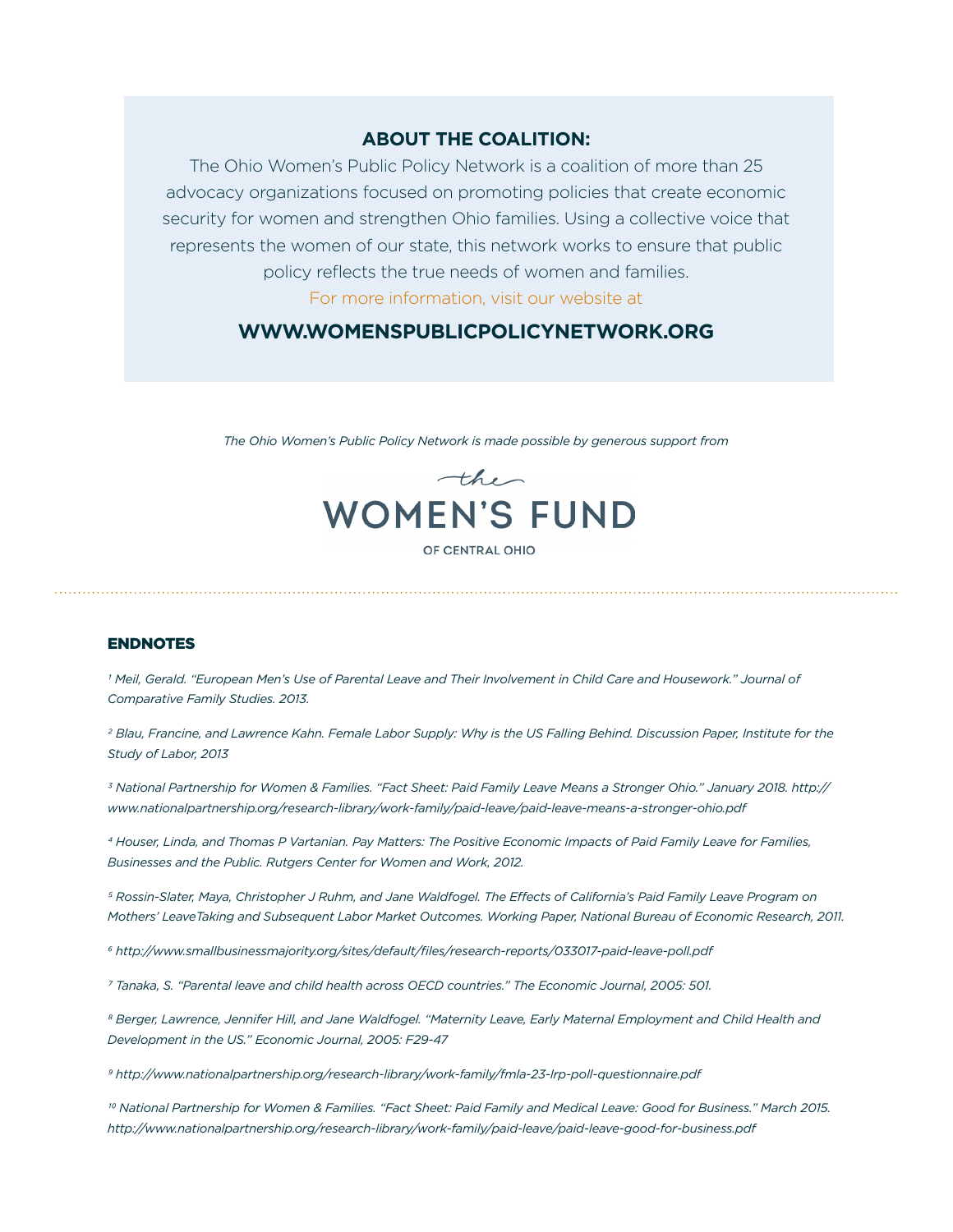## ABOUT THE COALITION:

The Ohio Women's Public Policy Network is a coalition of more than 25 advocacy organizations focused on promoting policies that create economic security for women and strengthen Ohio families. Using a collective voice that represents the women of our state, this network works to ensure that public policy reflects the true needs of women and families.

For more information, visit our website at

**WWW.WOMENSPUBLICPOLICYNETWORK.ORG**

*The Ohio Women's Public Policy Network is made possible by generous support from*

the WOMEN'S FUND OF CENTRAL OHIO

## ENDNOTES

*[1] Meil, Gerald. "European Men's Use of Parental Leave and Their Involvement in Child Care and Housework." Journal of Comparative Family Studies. 2013.*

*[2] Blau, Francine, and Lawrence Kahn. Female Labor Supply: Why is the US Falling Behind. Discussion Paper, Institute for the Study of Labor, 2013*

*[3] National Partnership for Women & Families. "Fact Sheet: Paid Family Leave Means a Stronger Ohio." January 2018. http://www.nationalpartnership.org/research-library/work-family/paid-leave/paid-leave-means-a-stronger-ohio.pdf*

*[4] Houser, Linda, and Thomas P Vartanian. Pay Matters: The Positive Economic Impacts of Paid Family Leave for Families, Businesses and the Public. Rutgers Center for Women and Work, 2012.*

*[5] Rossin-Slater, Maya, Christopher J Ruhm, and Jane Waldfogel. The Effects of California's Paid Family Leave Program on Mothers' LeaveTaking and Subsequent Labor Market Outcomes. Working Paper, National Bureau of Economic Research, 2011.*

*[6] http://www.smallbusinessmajority.org/sites/default/files/research-reports/033017-paid-leave-poll.pdf*

*[7] Tanaka, S. "Parental leave and child health across OECD countries." The Economic Journal, 2005: 501.*

*[8] Berger, Lawrence, Jennifer Hill, and Jane Waldfogel. "Maternity Leave, Early Maternal Employment and Child Health and Development in the US." Economic Journal, 2005: F29-47*

*[9] http://www.nationalpartnership.org/research-library/work-family/fmla-23-lrp-poll-questionnaire.pdf*

*[10] National Partnership for Women & Families. "Fact Sheet: Paid Family and Medical Leave: Good for Business." March 2015. http://www.nationalpartnership.org/research-library/work-family/paid-leave/paid-leave-good-for-business.pdf*